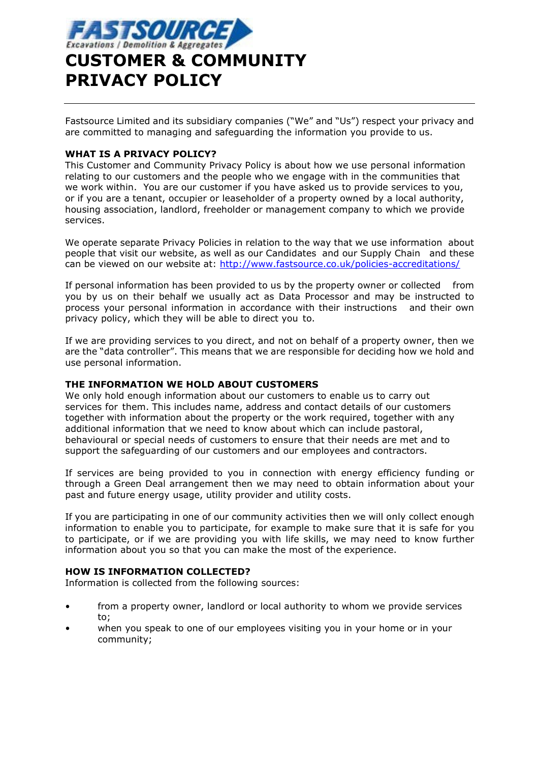FASTSOURCE
Excavations / Demolition & Aggregates

# CUSTOMER & COMMUNITY PRIVACY POLICY

Fastsource Limited and its subsidiary companies ("We" and "Us") respect your privacy and are committed to managing and safeguarding the information you provide to us.

**WHAT IS A PRIVACY POLICY?**

This Customer and Community Privacy Policy is about how we use personal information relating to our customers and the people who we engage with in the communities that we work within. You are our customer if you have asked us to provide services to you, or if you are a tenant, occupier or leaseholder of a property owned by a local authority, housing association, landlord, freeholder or management company to which we provide services.

We operate separate Privacy Policies in relation to the way that we use information about people that visit our website, as well as our Candidates and our Supply Chain and these can be viewed on our website at: http://www.fastsource.co.uk/policies-accreditations/

If personal information has been provided to us by the property owner or collected from you by us on their behalf we usually act as Data Processor and may be instructed to process your personal information in accordance with their instructions and their own privacy policy, which they will be able to direct you to.

If we are providing services to you direct, and not on behalf of a property owner, then we are the "data controller". This means that we are responsible for deciding how we hold and use personal information.

**THE INFORMATION WE HOLD ABOUT CUSTOMERS**

We only hold enough information about our customers to enable us to carry out services for them. This includes name, address and contact details of our customers together with information about the property or the work required, together with any additional information that we need to know about which can include pastoral, behavioural or special needs of customers to ensure that their needs are met and to support the safeguarding of our customers and our employees and contractors.

If services are being provided to you in connection with energy efficiency funding or through a Green Deal arrangement then we may need to obtain information about your past and future energy usage, utility provider and utility costs.

If you are participating in one of our community activities then we will only collect enough information to enable you to participate, for example to make sure that it is safe for you to participate, or if we are providing you with life skills, we may need to know further information about you so that you can make the most of the experience.

**HOW IS INFORMATION COLLECTED?**

Information is collected from the following sources:

- from a property owner, landlord or local authority to whom we provide services to;
- when you speak to one of our employees visiting you in your home or in your community;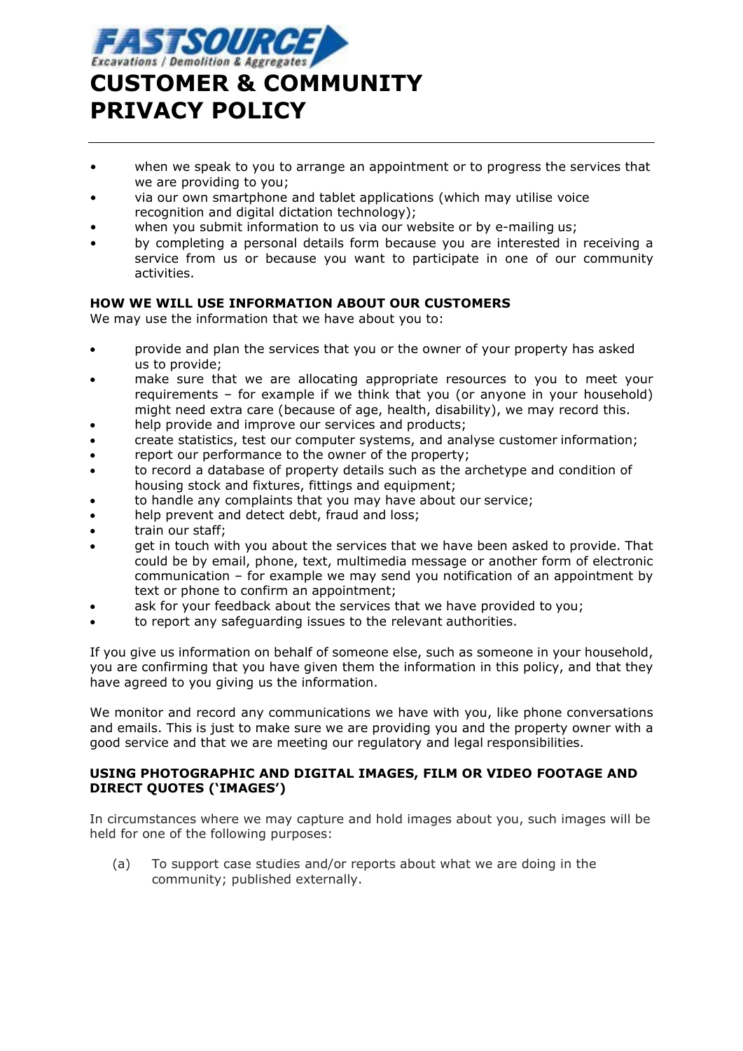- when we speak to you to arrange an appointment or to progress the services that we are providing to you;
- via our own smartphone and tablet applications (which may utilise voice recognition and digital dictation technology);
- when you submit information to us via our website or by e-mailing us;
- by completing a personal details form because you are interested in receiving a service from us or because you want to participate in one of our community activities.

**HOW WE WILL USE INFORMATION ABOUT OUR CUSTOMERS**

We may use the information that we have about you to:

- provide and plan the services that you or the owner of your property has asked us to provide;
- make sure that we are allocating appropriate resources to you to meet your requirements – for example if we think that you (or anyone in your household) might need extra care (because of age, health, disability), we may record this.
- help provide and improve our services and products;
- create statistics, test our computer systems, and analyse customer information;
- report our performance to the owner of the property;
- to record a database of property details such as the archetype and condition of housing stock and fixtures, fittings and equipment;
- to handle any complaints that you may have about our service;
- help prevent and detect debt, fraud and loss;
- train our staff;
- get in touch with you about the services that we have been asked to provide. That could be by email, phone, text, multimedia message or another form of electronic communication – for example we may send you notification of an appointment by text or phone to confirm an appointment;
- ask for your feedback about the services that we have provided to you;
- to report any safeguarding issues to the relevant authorities.

If you give us information on behalf of someone else, such as someone in your household, you are confirming that you have given them the information in this policy, and that they have agreed to you giving us the information.

We monitor and record any communications we have with you, like phone conversations and emails. This is just to make sure we are providing you and the property owner with a good service and that we are meeting our regulatory and legal responsibilities.

**USING PHOTOGRAPHIC AND DIGITAL IMAGES, FILM OR VIDEO FOOTAGE AND DIRECT QUOTES ('IMAGES')**

In circumstances where we may capture and hold images about you, such images will be held for one of the following purposes:

(a) To support case studies and/or reports about what we are doing in the community; published externally.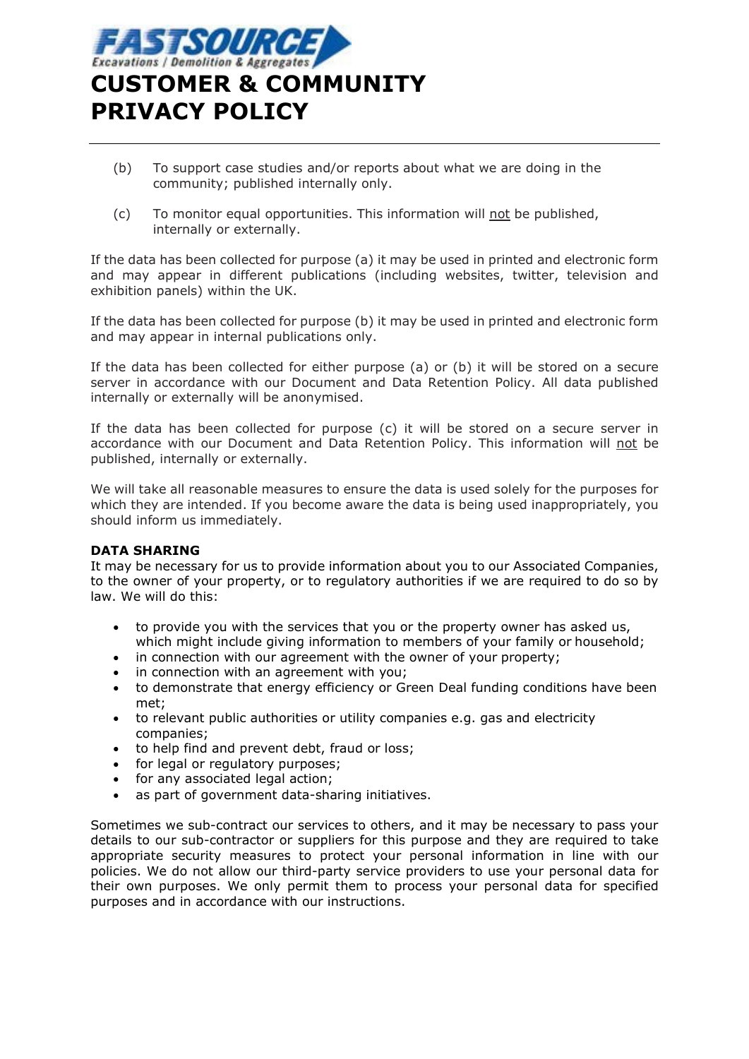(b) To support case studies and/or reports about what we are doing in the community; published internally only.

(c) To monitor equal opportunities. This information will <u>not</u> be published, internally or externally.

If the data has been collected for purpose (a) it may be used in printed and electronic form and may appear in different publications (including websites, twitter, television and exhibition panels) within the UK.

If the data has been collected for purpose (b) it may be used in printed and electronic form and may appear in internal publications only.

If the data has been collected for either purpose (a) or (b) it will be stored on a secure server in accordance with our Document and Data Retention Policy. All data published internally or externally will be anonymised.

If the data has been collected for purpose (c) it will be stored on a secure server in accordance with our Document and Data Retention Policy. This information will <u>not</u> be published, internally or externally.

We will take all reasonable measures to ensure the data is used solely for the purposes for which they are intended. If you become aware the data is being used inappropriately, you should inform us immediately.

**DATA SHARING**

It may be necessary for us to provide information about you to our Associated Companies, to the owner of your property, or to regulatory authorities if we are required to do so by law. We will do this:

- to provide you with the services that you or the property owner has asked us, which might include giving information to members of your family or household;
- in connection with our agreement with the owner of your property;
- in connection with an agreement with you;
- to demonstrate that energy efficiency or Green Deal funding conditions have been met;
- to relevant public authorities or utility companies e.g. gas and electricity companies;
- to help find and prevent debt, fraud or loss;
- for legal or regulatory purposes;
- for any associated legal action;
- as part of government data-sharing initiatives.

Sometimes we sub-contract our services to others, and it may be necessary to pass your details to our sub-contractor or suppliers for this purpose and they are required to take appropriate security measures to protect your personal information in line with our policies. We do not allow our third-party service providers to use your personal data for their own purposes. We only permit them to process your personal data for specified purposes and in accordance with our instructions.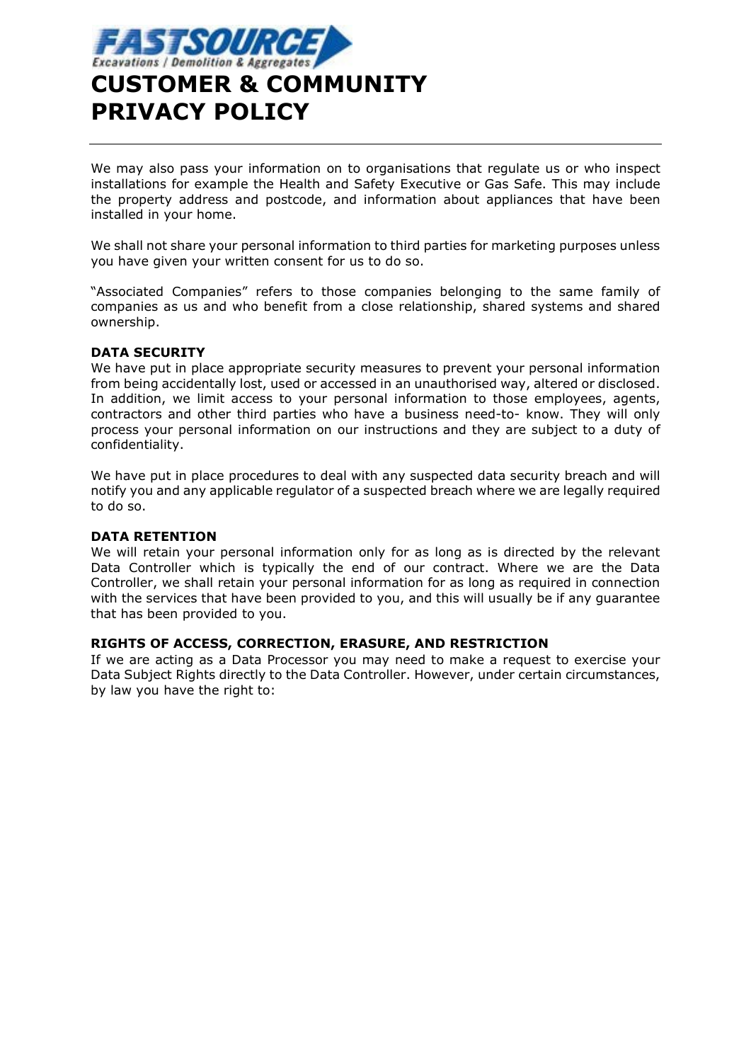We may also pass your information on to organisations that regulate us or who inspect installations for example the Health and Safety Executive or Gas Safe. This may include the property address and postcode, and information about appliances that have been installed in your home.

We shall not share your personal information to third parties for marketing purposes unless you have given your written consent for us to do so.

"Associated Companies" refers to those companies belonging to the same family of companies as us and who benefit from a close relationship, shared systems and shared ownership.

**DATA SECURITY**

We have put in place appropriate security measures to prevent your personal information from being accidentally lost, used or accessed in an unauthorised way, altered or disclosed. In addition, we limit access to your personal information to those employees, agents, contractors and other third parties who have a business need-to- know. They will only process your personal information on our instructions and they are subject to a duty of confidentiality.

We have put in place procedures to deal with any suspected data security breach and will notify you and any applicable regulator of a suspected breach where we are legally required to do so.

**DATA RETENTION**

We will retain your personal information only for as long as is directed by the relevant Data Controller which is typically the end of our contract. Where we are the Data Controller, we shall retain your personal information for as long as required in connection with the services that have been provided to you, and this will usually be if any guarantee that has been provided to you.

**RIGHTS OF ACCESS, CORRECTION, ERASURE, AND RESTRICTION**

If we are acting as a Data Processor you may need to make a request to exercise your Data Subject Rights directly to the Data Controller. However, under certain circumstances, by law you have the right to: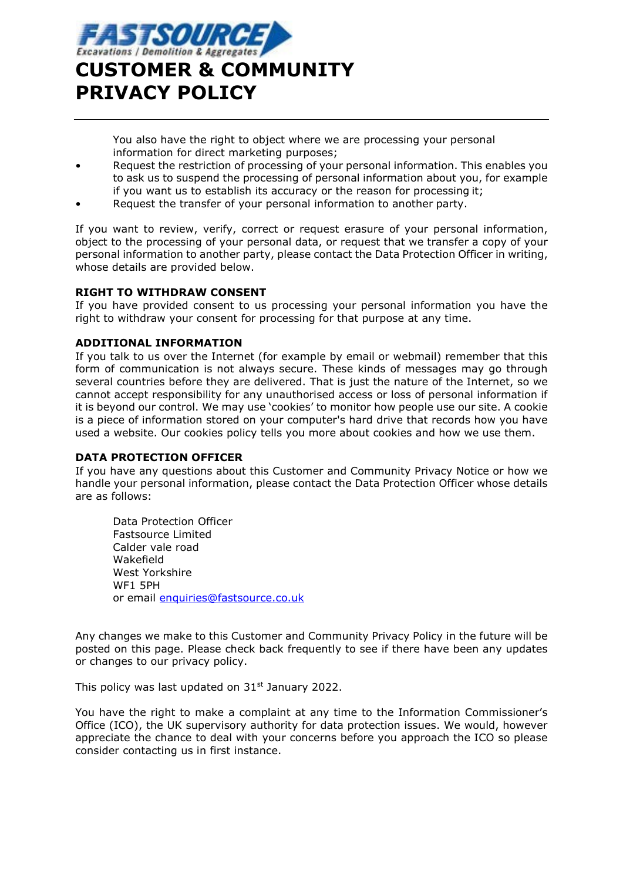You also have the right to object where we are processing your personal information for direct marketing purposes;

- Request the restriction of processing of your personal information. This enables you to ask us to suspend the processing of personal information about you, for example if you want us to establish its accuracy or the reason for processing it;
- Request the transfer of your personal information to another party.

If you want to review, verify, correct or request erasure of your personal information, object to the processing of your personal data, or request that we transfer a copy of your personal information to another party, please contact the Data Protection Officer in writing, whose details are provided below.

## RIGHT TO WITHDRAW CONSENT

If you have provided consent to us processing your personal information you have the right to withdraw your consent for processing for that purpose at any time.

## ADDITIONAL INFORMATION

If you talk to us over the Internet (for example by email or webmail) remember that this form of communication is not always secure. These kinds of messages may go through several countries before they are delivered. That is just the nature of the Internet, so we cannot accept responsibility for any unauthorised access or loss of personal information if it is beyond our control. We may use 'cookies' to monitor how people use our site. A cookie is a piece of information stored on your computer's hard drive that records how you have used a website. Our cookies policy tells you more about cookies and how we use them.

## DATA PROTECTION OFFICER

If you have any questions about this Customer and Community Privacy Notice or how we handle your personal information, please contact the Data Protection Officer whose details are as follows:

Data Protection Officer
Fastsource Limited
Calder vale road
Wakefield
West Yorkshire
WF1 5PH
or email enquiries@fastsource.co.uk

Any changes we make to this Customer and Community Privacy Policy in the future will be posted on this page. Please check back frequently to see if there have been any updates or changes to our privacy policy.

This policy was last updated on 31st January 2022.

You have the right to make a complaint at any time to the Information Commissioner's Office (ICO), the UK supervisory authority for data protection issues. We would, however appreciate the chance to deal with your concerns before you approach the ICO so please consider contacting us in first instance.